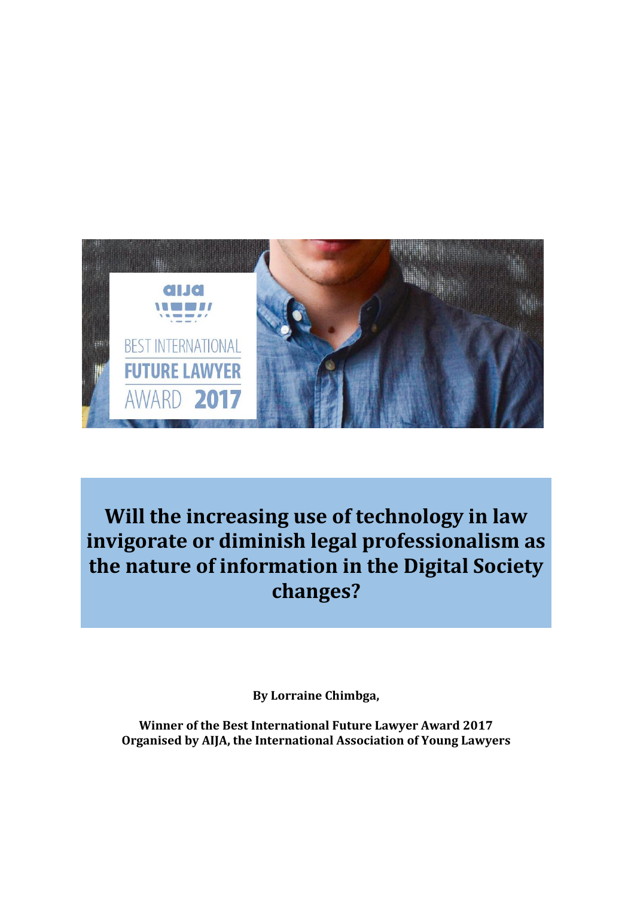# Will the increasing use of technology in law invigorate or diminish legal professionalism as the nature of information in the Digital Society changes?

**By Lorraine Chimbga,**

**Winner of the Best International Future Lawyer Award 2017**
**Organised by AIJA, the International Association of Young Lawyers**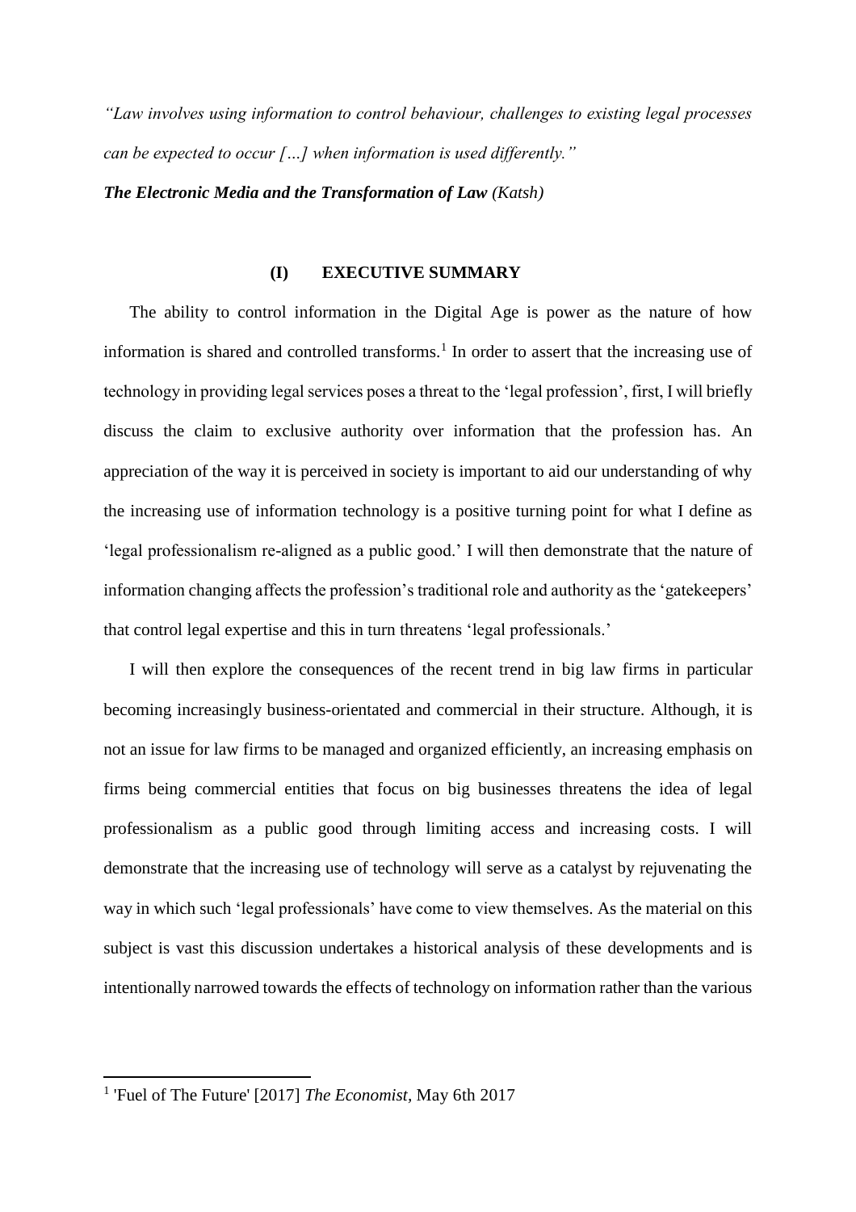*"Law involves using information to control behaviour, challenges to existing legal processes can be expected to occur […] when information is used differently."*

***The Electronic Media and the Transformation of Law** (Katsh)*

## (I) EXECUTIVE SUMMARY

The ability to control information in the Digital Age is power as the nature of how information is shared and controlled transforms.[1] In order to assert that the increasing use of technology in providing legal services poses a threat to the 'legal profession', first, I will briefly discuss the claim to exclusive authority over information that the profession has. An appreciation of the way it is perceived in society is important to aid our understanding of why the increasing use of information technology is a positive turning point for what I define as 'legal professionalism re-aligned as a public good.' I will then demonstrate that the nature of information changing affects the profession's traditional role and authority as the 'gatekeepers' that control legal expertise and this in turn threatens 'legal professionals.'

I will then explore the consequences of the recent trend in big law firms in particular becoming increasingly business-orientated and commercial in their structure. Although, it is not an issue for law firms to be managed and organized efficiently, an increasing emphasis on firms being commercial entities that focus on big businesses threatens the idea of legal professionalism as a public good through limiting access and increasing costs. I will demonstrate that the increasing use of technology will serve as a catalyst by rejuvenating the way in which such 'legal professionals' have come to view themselves. As the material on this subject is vast this discussion undertakes a historical analysis of these developments and is intentionally narrowed towards the effects of technology on information rather than the various

[1] 'Fuel of The Future' [2017] *The Economist*, May 6th 2017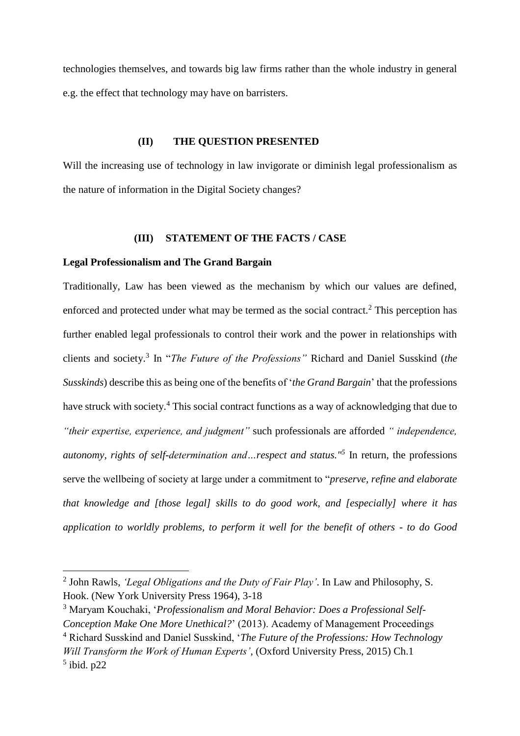technologies themselves, and towards big law firms rather than the whole industry in general e.g. the effect that technology may have on barristers.

## (II) THE QUESTION PRESENTED

Will the increasing use of technology in law invigorate or diminish legal professionalism as the nature of information in the Digital Society changes?

## (III) STATEMENT OF THE FACTS / CASE

**Legal Professionalism and The Grand Bargain**

Traditionally, Law has been viewed as the mechanism by which our values are defined, enforced and protected under what may be termed as the social contract.[2] This perception has further enabled legal professionals to control their work and the power in relationships with clients and society.[3] In "*The Future of the Professions"* Richard and Daniel Susskind (*the Susskinds*) describe this as being one of the benefits of '*the Grand Bargain*' that the professions have struck with society.[4] This social contract functions as a way of acknowledging that due to *"their expertise, experience, and judgment"* such professionals are afforded *" independence, autonomy, rights of self-determination and…respect and status."*[5] In return, the professions serve the wellbeing of society at large under a commitment to "*preserve, refine and elaborate that knowledge and [those legal] skills to do good work, and [especially] where it has application to worldly problems, to perform it well for the benefit of others - to do Good*

---

[2] John Rawls, *'Legal Obligations and the Duty of Fair Play'*. In Law and Philosophy, S. Hook. (New York University Press 1964), 3-18

[3] Maryam Kouchaki, '*Professionalism and Moral Behavior: Does a Professional Self-Conception Make One More Unethical?*' (2013). Academy of Management Proceedings

[4] Richard Susskind and Daniel Susskind, '*The Future of the Professions: How Technology Will Transform the Work of Human Experts'*, (Oxford University Press, 2015) Ch.1

[5] ibid. p22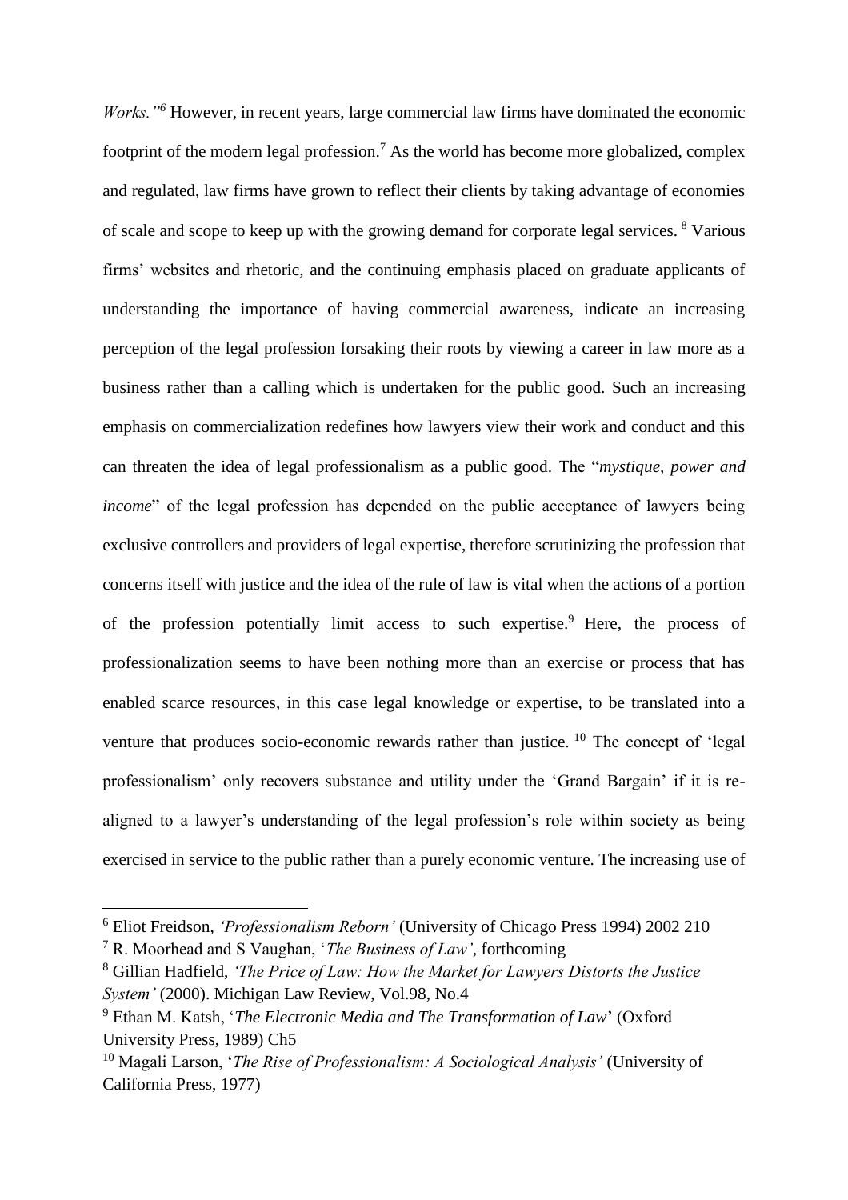*Works."*[6] However, in recent years, large commercial law firms have dominated the economic footprint of the modern legal profession.[7] As the world has become more globalized, complex and regulated, law firms have grown to reflect their clients by taking advantage of economies of scale and scope to keep up with the growing demand for corporate legal services. [8] Various firms' websites and rhetoric, and the continuing emphasis placed on graduate applicants of understanding the importance of having commercial awareness, indicate an increasing perception of the legal profession forsaking their roots by viewing a career in law more as a business rather than a calling which is undertaken for the public good. Such an increasing emphasis on commercialization redefines how lawyers view their work and conduct and this can threaten the idea of legal professionalism as a public good. The "*mystique, power and income*" of the legal profession has depended on the public acceptance of lawyers being exclusive controllers and providers of legal expertise, therefore scrutinizing the profession that concerns itself with justice and the idea of the rule of law is vital when the actions of a portion of the profession potentially limit access to such expertise.[9] Here, the process of professionalization seems to have been nothing more than an exercise or process that has enabled scarce resources, in this case legal knowledge or expertise, to be translated into a venture that produces socio-economic rewards rather than justice. [10] The concept of 'legal professionalism' only recovers substance and utility under the 'Grand Bargain' if it is re-aligned to a lawyer's understanding of the legal profession's role within society as being exercised in service to the public rather than a purely economic venture. The increasing use of

---

[6] Eliot Freidson, *'Professionalism Reborn'* (University of Chicago Press 1994) 2002 210

[7] R. Moorhead and S Vaughan, '*The Business of Law'*, forthcoming

[8] Gillian Hadfield, *'The Price of Law: How the Market for Lawyers Distorts the Justice System'* (2000). Michigan Law Review, Vol.98, No.4

[9] Ethan M. Katsh, '*The Electronic Media and The Transformation of Law*' (Oxford University Press, 1989) Ch5

[10] Magali Larson, '*The Rise of Professionalism: A Sociological Analysis'* (University of California Press, 1977)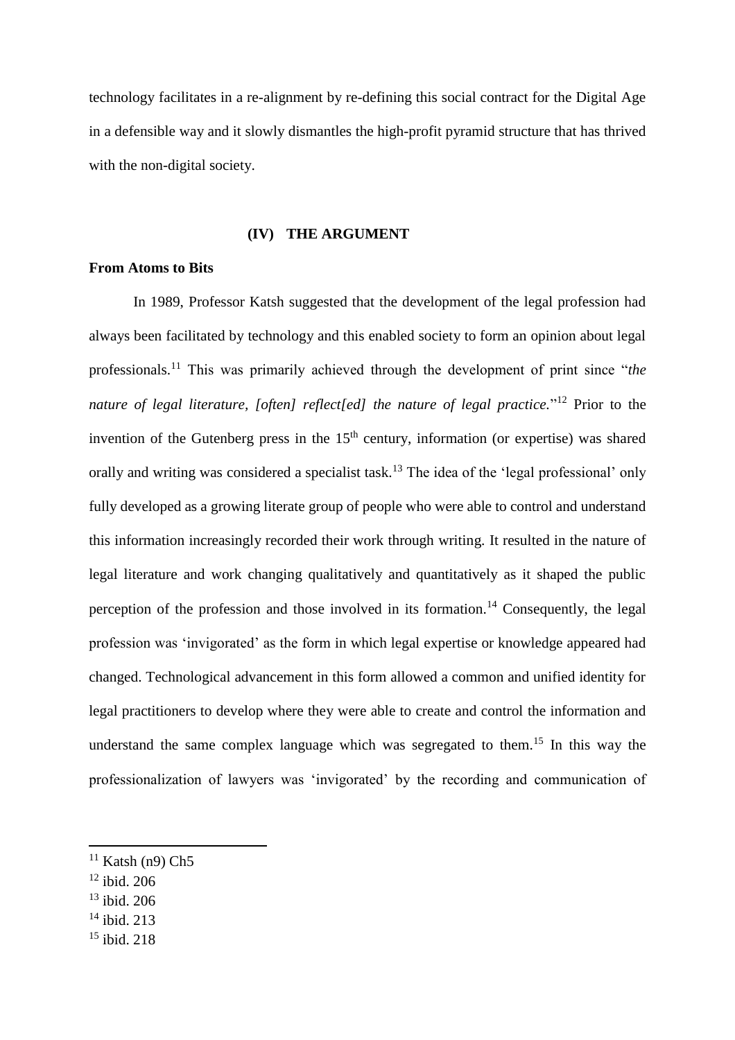technology facilitates in a re-alignment by re-defining this social contract for the Digital Age in a defensible way and it slowly dismantles the high-profit pyramid structure that has thrived with the non-digital society.

## (IV) THE ARGUMENT

**From Atoms to Bits**

In 1989, Professor Katsh suggested that the development of the legal profession had always been facilitated by technology and this enabled society to form an opinion about legal professionals.[11] This was primarily achieved through the development of print since "*the nature of legal literature, [often] reflect[ed] the nature of legal practice.*"[12] Prior to the invention of the Gutenberg press in the 15th century, information (or expertise) was shared orally and writing was considered a specialist task.[13] The idea of the 'legal professional' only fully developed as a growing literate group of people who were able to control and understand this information increasingly recorded their work through writing. It resulted in the nature of legal literature and work changing qualitatively and quantitatively as it shaped the public perception of the profession and those involved in its formation.[14] Consequently, the legal profession was 'invigorated' as the form in which legal expertise or knowledge appeared had changed. Technological advancement in this form allowed a common and unified identity for legal practitioners to develop where they were able to create and control the information and understand the same complex language which was segregated to them.[15] In this way the professionalization of lawyers was 'invigorated' by the recording and communication of

[11] Katsh (n9) Ch5

[12] ibid. 206

[13] ibid. 206

[14] ibid. 213

[15] ibid. 218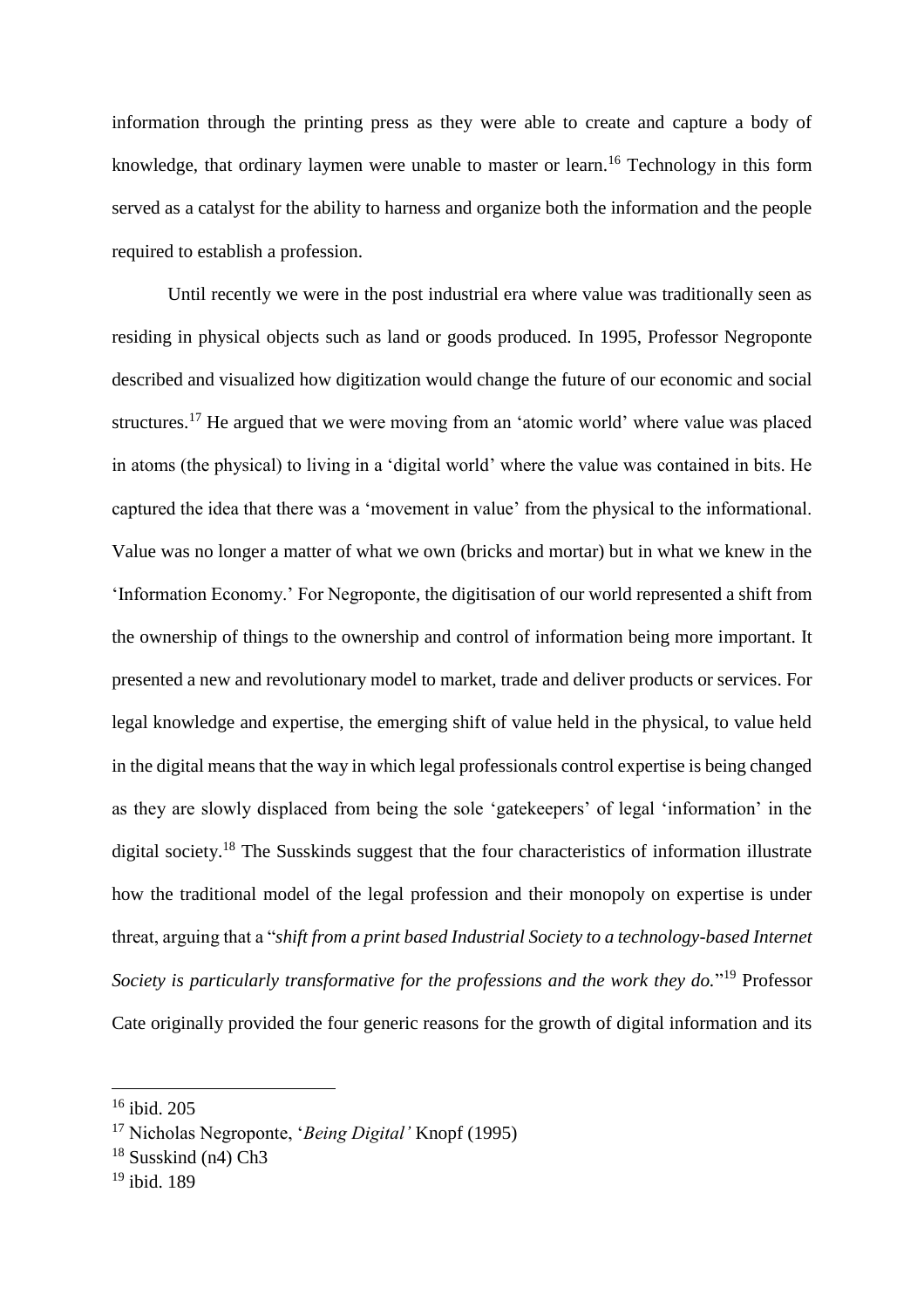information through the printing press as they were able to create and capture a body of knowledge, that ordinary laymen were unable to master or learn.[16] Technology in this form served as a catalyst for the ability to harness and organize both the information and the people required to establish a profession.

Until recently we were in the post industrial era where value was traditionally seen as residing in physical objects such as land or goods produced. In 1995, Professor Negroponte described and visualized how digitization would change the future of our economic and social structures.[17] He argued that we were moving from an 'atomic world' where value was placed in atoms (the physical) to living in a 'digital world' where the value was contained in bits. He captured the idea that there was a 'movement in value' from the physical to the informational. Value was no longer a matter of what we own (bricks and mortar) but in what we knew in the 'Information Economy.' For Negroponte, the digitisation of our world represented a shift from the ownership of things to the ownership and control of information being more important. It presented a new and revolutionary model to market, trade and deliver products or services. For legal knowledge and expertise, the emerging shift of value held in the physical, to value held in the digital means that the way in which legal professionals control expertise is being changed as they are slowly displaced from being the sole 'gatekeepers' of legal 'information' in the digital society.[18] The Susskinds suggest that the four characteristics of information illustrate how the traditional model of the legal profession and their monopoly on expertise is under threat, arguing that a "*shift from a print based Industrial Society to a technology-based Internet Society is particularly transformative for the professions and the work they do.*"[19] Professor Cate originally provided the four generic reasons for the growth of digital information and its

---

[16] ibid. 205

[17] Nicholas Negroponte, '*Being Digital'* Knopf (1995)

[18] Susskind (n4) Ch3

[19] ibid. 189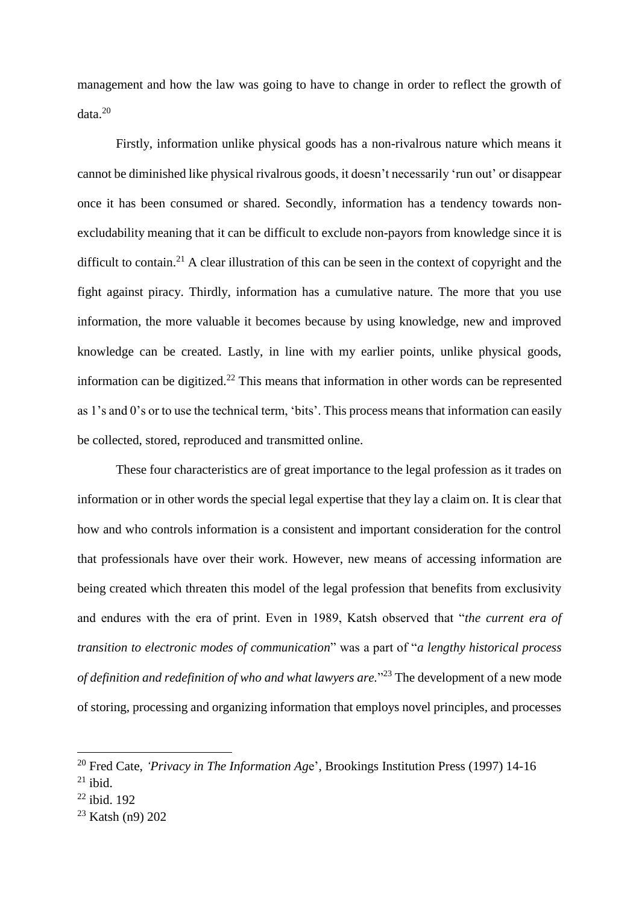management and how the law was going to have to change in order to reflect the growth of data.[20]

Firstly, information unlike physical goods has a non-rivalrous nature which means it cannot be diminished like physical rivalrous goods, it doesn't necessarily 'run out' or disappear once it has been consumed or shared. Secondly, information has a tendency towards non-excludability meaning that it can be difficult to exclude non-payors from knowledge since it is difficult to contain.[21] A clear illustration of this can be seen in the context of copyright and the fight against piracy. Thirdly, information has a cumulative nature. The more that you use information, the more valuable it becomes because by using knowledge, new and improved knowledge can be created. Lastly, in line with my earlier points, unlike physical goods, information can be digitized.[22] This means that information in other words can be represented as 1's and 0's or to use the technical term, 'bits'. This process means that information can easily be collected, stored, reproduced and transmitted online.

These four characteristics are of great importance to the legal profession as it trades on information or in other words the special legal expertise that they lay a claim on. It is clear that how and who controls information is a consistent and important consideration for the control that professionals have over their work. However, new means of accessing information are being created which threaten this model of the legal profession that benefits from exclusivity and endures with the era of print. Even in 1989, Katsh observed that "*the current era of transition to electronic modes of communication*" was a part of "*a lengthy historical process of definition and redefinition of who and what lawyers are.*"[23] The development of a new mode of storing, processing and organizing information that employs novel principles, and processes

---

[20] Fred Cate, *'Privacy in The Information Age*', Brookings Institution Press (1997) 14-16

[21] ibid.

[22] ibid. 192

[23] Katsh (n9) 202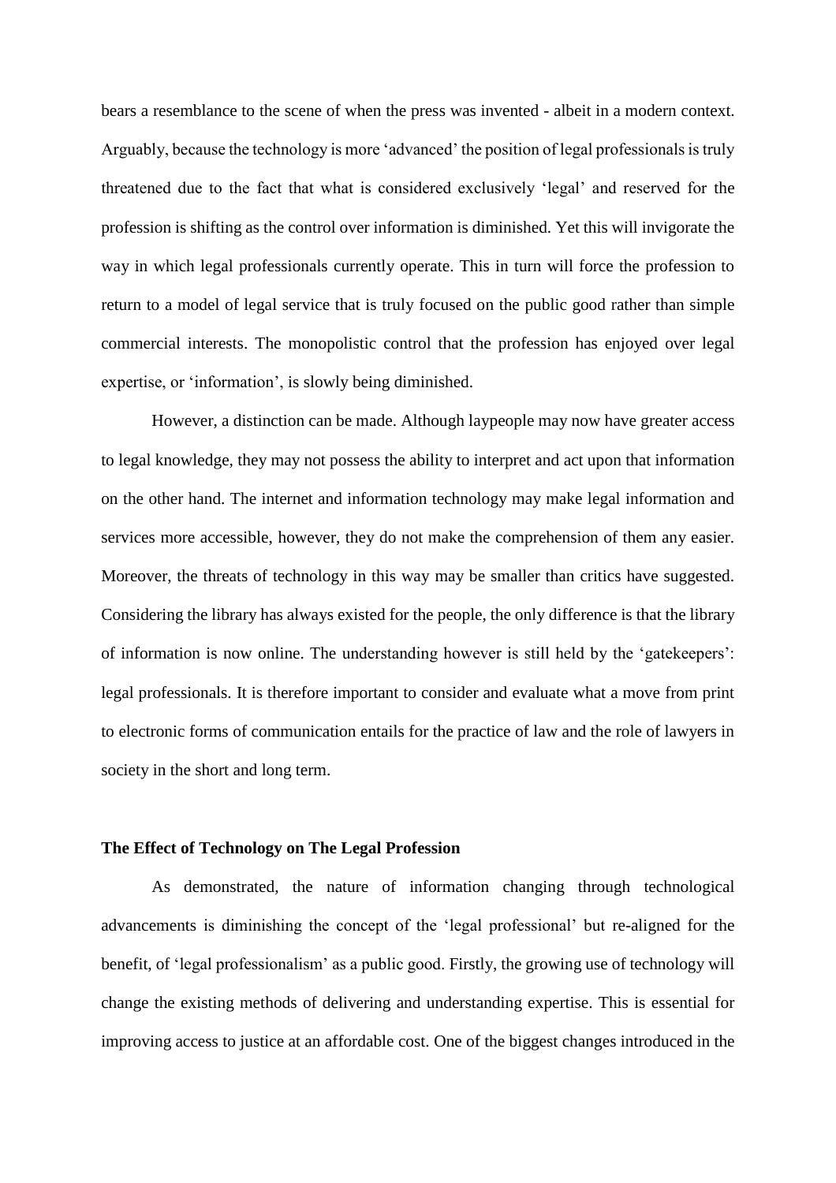bears a resemblance to the scene of when the press was invented - albeit in a modern context. Arguably, because the technology is more 'advanced' the position of legal professionals is truly threatened due to the fact that what is considered exclusively 'legal' and reserved for the profession is shifting as the control over information is diminished. Yet this will invigorate the way in which legal professionals currently operate. This in turn will force the profession to return to a model of legal service that is truly focused on the public good rather than simple commercial interests. The monopolistic control that the profession has enjoyed over legal expertise, or 'information', is slowly being diminished.

However, a distinction can be made. Although laypeople may now have greater access to legal knowledge, they may not possess the ability to interpret and act upon that information on the other hand. The internet and information technology may make legal information and services more accessible, however, they do not make the comprehension of them any easier. Moreover, the threats of technology in this way may be smaller than critics have suggested. Considering the library has always existed for the people, the only difference is that the library of information is now online. The understanding however is still held by the 'gatekeepers': legal professionals. It is therefore important to consider and evaluate what a move from print to electronic forms of communication entails for the practice of law and the role of lawyers in society in the short and long term.

**The Effect of Technology on The Legal Profession**

As demonstrated, the nature of information changing through technological advancements is diminishing the concept of the 'legal professional' but re-aligned for the benefit, of 'legal professionalism' as a public good. Firstly, the growing use of technology will change the existing methods of delivering and understanding expertise. This is essential for improving access to justice at an affordable cost. One of the biggest changes introduced in the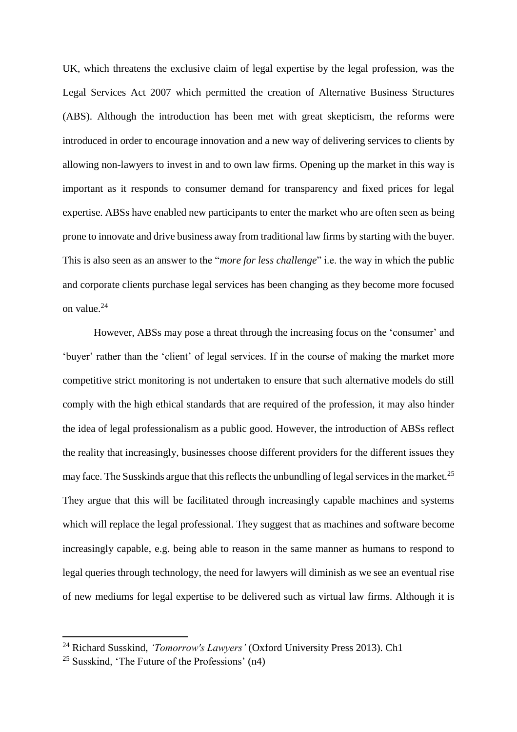UK, which threatens the exclusive claim of legal expertise by the legal profession, was the Legal Services Act 2007 which permitted the creation of Alternative Business Structures (ABS). Although the introduction has been met with great skepticism, the reforms were introduced in order to encourage innovation and a new way of delivering services to clients by allowing non-lawyers to invest in and to own law firms. Opening up the market in this way is important as it responds to consumer demand for transparency and fixed prices for legal expertise. ABSs have enabled new participants to enter the market who are often seen as being prone to innovate and drive business away from traditional law firms by starting with the buyer. This is also seen as an answer to the "*more for less challenge*" i.e. the way in which the public and corporate clients purchase legal services has been changing as they become more focused on value.[24]

However, ABSs may pose a threat through the increasing focus on the 'consumer' and 'buyer' rather than the 'client' of legal services. If in the course of making the market more competitive strict monitoring is not undertaken to ensure that such alternative models do still comply with the high ethical standards that are required of the profession, it may also hinder the idea of legal professionalism as a public good. However, the introduction of ABSs reflect the reality that increasingly, businesses choose different providers for the different issues they may face. The Susskinds argue that this reflects the unbundling of legal services in the market.[25] They argue that this will be facilitated through increasingly capable machines and systems which will replace the legal professional. They suggest that as machines and software become increasingly capable, e.g. being able to reason in the same manner as humans to respond to legal queries through technology, the need for lawyers will diminish as we see an eventual rise of new mediums for legal expertise to be delivered such as virtual law firms. Although it is

---

[24] Richard Susskind, *'Tomorrow's Lawyers'* (Oxford University Press 2013). Ch1

[25] Susskind, 'The Future of the Professions' (n4)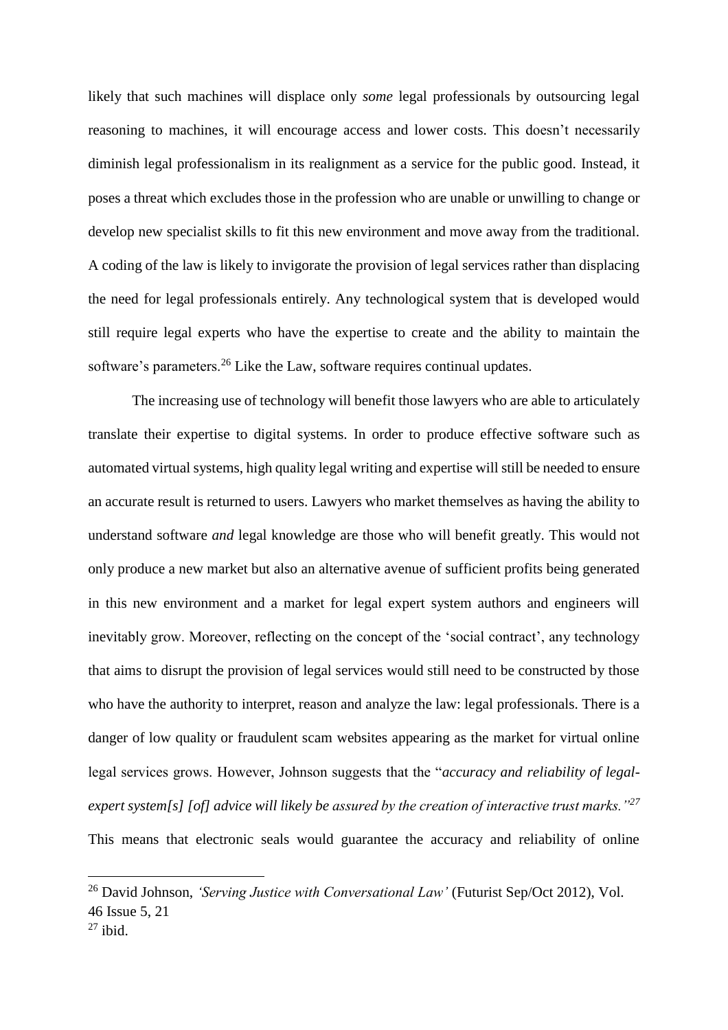likely that such machines will displace only *some* legal professionals by outsourcing legal reasoning to machines, it will encourage access and lower costs. This doesn't necessarily diminish legal professionalism in its realignment as a service for the public good. Instead, it poses a threat which excludes those in the profession who are unable or unwilling to change or develop new specialist skills to fit this new environment and move away from the traditional. A coding of the law is likely to invigorate the provision of legal services rather than displacing the need for legal professionals entirely. Any technological system that is developed would still require legal experts who have the expertise to create and the ability to maintain the software's parameters.[26] Like the Law, software requires continual updates.

The increasing use of technology will benefit those lawyers who are able to articulately translate their expertise to digital systems. In order to produce effective software such as automated virtual systems, high quality legal writing and expertise will still be needed to ensure an accurate result is returned to users. Lawyers who market themselves as having the ability to understand software *and* legal knowledge are those who will benefit greatly. This would not only produce a new market but also an alternative avenue of sufficient profits being generated in this new environment and a market for legal expert system authors and engineers will inevitably grow. Moreover, reflecting on the concept of the 'social contract', any technology that aims to disrupt the provision of legal services would still need to be constructed by those who have the authority to interpret, reason and analyze the law: legal professionals. There is a danger of low quality or fraudulent scam websites appearing as the market for virtual online legal services grows. However, Johnson suggests that the "*accuracy and reliability of legal-expert system[s] [of] advice will likely be assured by the creation of interactive trust marks."*[27] This means that electronic seals would guarantee the accuracy and reliability of online

---

[26] David Johnson, *'Serving Justice with Conversational Law'* (Futurist Sep/Oct 2012), Vol. 46 Issue 5, 21

[27] ibid.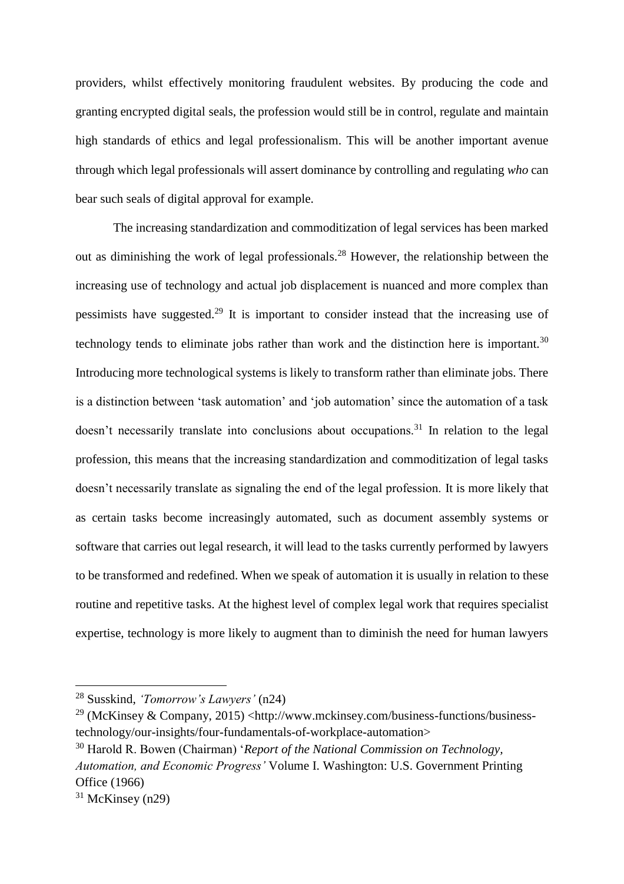providers, whilst effectively monitoring fraudulent websites. By producing the code and granting encrypted digital seals, the profession would still be in control, regulate and maintain high standards of ethics and legal professionalism. This will be another important avenue through which legal professionals will assert dominance by controlling and regulating *who* can bear such seals of digital approval for example.

The increasing standardization and commoditization of legal services has been marked out as diminishing the work of legal professionals.[28] However, the relationship between the increasing use of technology and actual job displacement is nuanced and more complex than pessimists have suggested.[29] It is important to consider instead that the increasing use of technology tends to eliminate jobs rather than work and the distinction here is important.[30] Introducing more technological systems is likely to transform rather than eliminate jobs. There is a distinction between 'task automation' and 'job automation' since the automation of a task doesn't necessarily translate into conclusions about occupations.[31] In relation to the legal profession, this means that the increasing standardization and commoditization of legal tasks doesn't necessarily translate as signaling the end of the legal profession. It is more likely that as certain tasks become increasingly automated, such as document assembly systems or software that carries out legal research, it will lead to the tasks currently performed by lawyers to be transformed and redefined. When we speak of automation it is usually in relation to these routine and repetitive tasks. At the highest level of complex legal work that requires specialist expertise, technology is more likely to augment than to diminish the need for human lawyers

---

[28] Susskind, *'Tomorrow's Lawyers'* (n24)

[29] (McKinsey & Company, 2015) <http://www.mckinsey.com/business-functions/business-technology/our-insights/four-fundamentals-of-workplace-automation>

[30] Harold R. Bowen (Chairman) '*Report of the National Commission on Technology, Automation, and Economic Progress'* Volume I. Washington: U.S. Government Printing Office (1966)

[31] McKinsey (n29)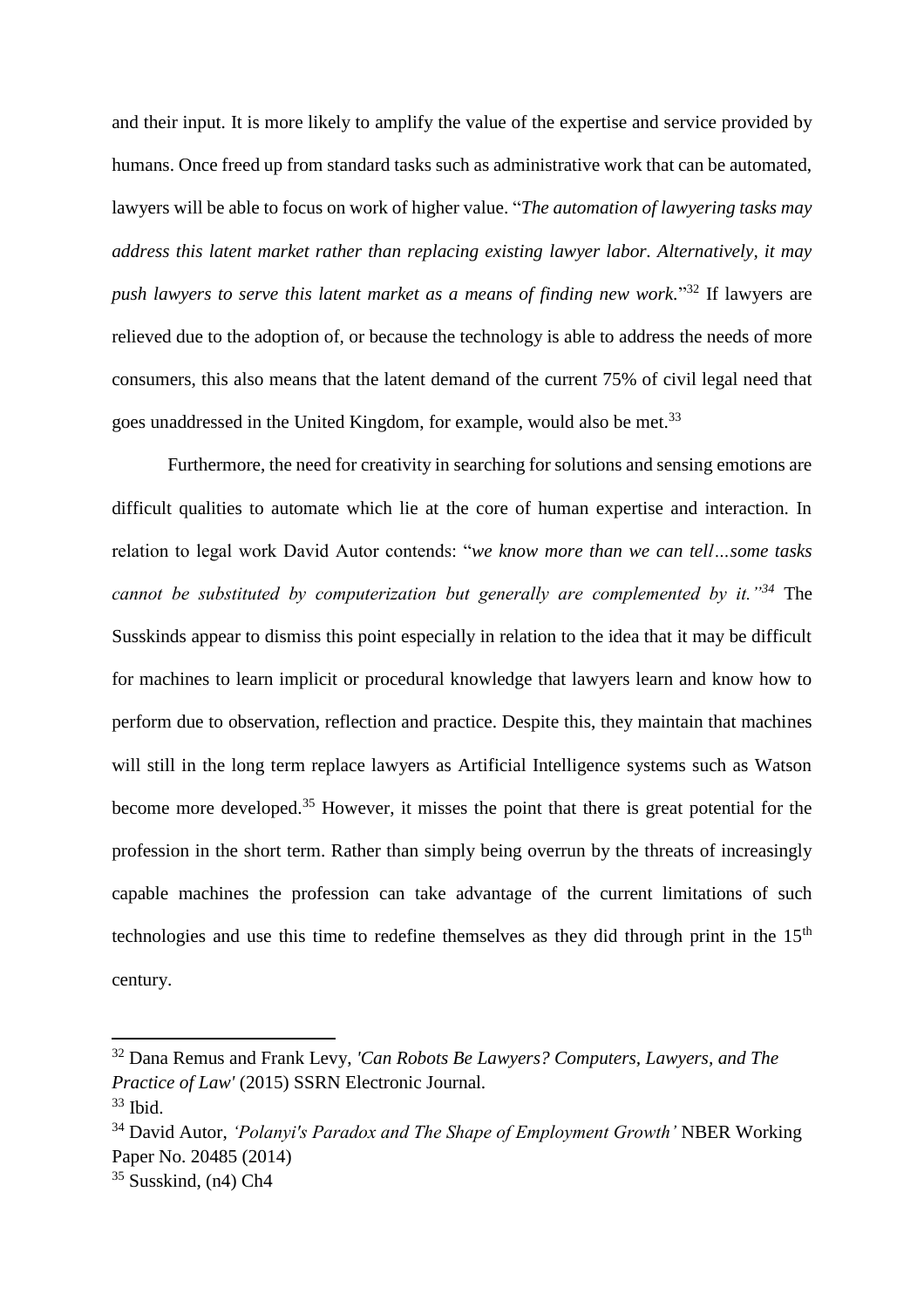and their input. It is more likely to amplify the value of the expertise and service provided by humans. Once freed up from standard tasks such as administrative work that can be automated, lawyers will be able to focus on work of higher value. "*The automation of lawyering tasks may address this latent market rather than replacing existing lawyer labor. Alternatively, it may push lawyers to serve this latent market as a means of finding new work.*"[32] If lawyers are relieved due to the adoption of, or because the technology is able to address the needs of more consumers, this also means that the latent demand of the current 75% of civil legal need that goes unaddressed in the United Kingdom, for example, would also be met.[33]

Furthermore, the need for creativity in searching for solutions and sensing emotions are difficult qualities to automate which lie at the core of human expertise and interaction. In relation to legal work David Autor contends: "*we know more than we can tell…some tasks cannot be substituted by computerization but generally are complemented by it.*"[34] The Susskinds appear to dismiss this point especially in relation to the idea that it may be difficult for machines to learn implicit or procedural knowledge that lawyers learn and know how to perform due to observation, reflection and practice. Despite this, they maintain that machines will still in the long term replace lawyers as Artificial Intelligence systems such as Watson become more developed.[35] However, it misses the point that there is great potential for the profession in the short term. Rather than simply being overrun by the threats of increasingly capable machines the profession can take advantage of the current limitations of such technologies and use this time to redefine themselves as they did through print in the 15th century.

---

[32] Dana Remus and Frank Levy, *'Can Robots Be Lawyers? Computers, Lawyers, and The Practice of Law'* (2015) SSRN Electronic Journal.

[33] Ibid.

[34] David Autor, *'Polanyi's Paradox and The Shape of Employment Growth'* NBER Working Paper No. 20485 (2014)

[35] Susskind, (n4) Ch4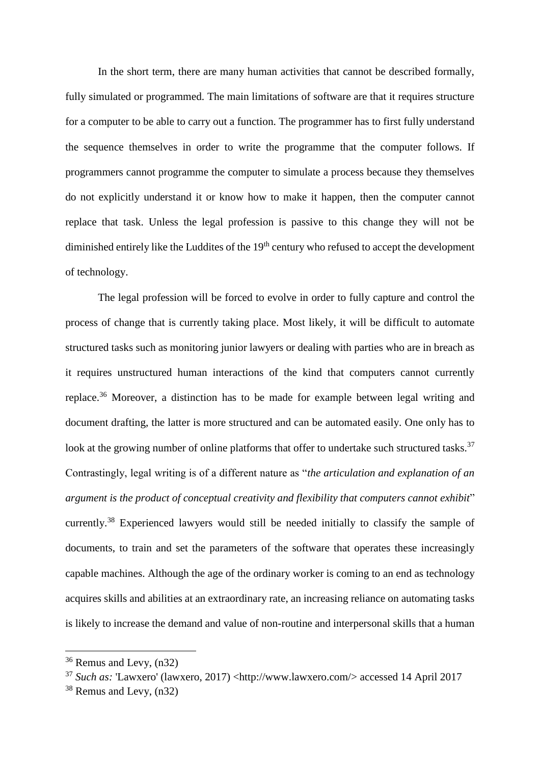In the short term, there are many human activities that cannot be described formally, fully simulated or programmed. The main limitations of software are that it requires structure for a computer to be able to carry out a function. The programmer has to first fully understand the sequence themselves in order to write the programme that the computer follows. If programmers cannot programme the computer to simulate a process because they themselves do not explicitly understand it or know how to make it happen, then the computer cannot replace that task. Unless the legal profession is passive to this change they will not be diminished entirely like the Luddites of the 19th century who refused to accept the development of technology.

The legal profession will be forced to evolve in order to fully capture and control the process of change that is currently taking place. Most likely, it will be difficult to automate structured tasks such as monitoring junior lawyers or dealing with parties who are in breach as it requires unstructured human interactions of the kind that computers cannot currently replace.[36] Moreover, a distinction has to be made for example between legal writing and document drafting, the latter is more structured and can be automated easily. One only has to look at the growing number of online platforms that offer to undertake such structured tasks.[37] Contrastingly, legal writing is of a different nature as "*the articulation and explanation of an argument is the product of conceptual creativity and flexibility that computers cannot exhibit*" currently.[38] Experienced lawyers would still be needed initially to classify the sample of documents, to train and set the parameters of the software that operates these increasingly capable machines. Although the age of the ordinary worker is coming to an end as technology acquires skills and abilities at an extraordinary rate, an increasing reliance on automating tasks is likely to increase the demand and value of non-routine and interpersonal skills that a human

---

[36] Remus and Levy, (n32)

[37] *Such as:* 'Lawxero' (lawxero, 2017) <http://www.lawxero.com/> accessed 14 April 2017

[38] Remus and Levy, (n32)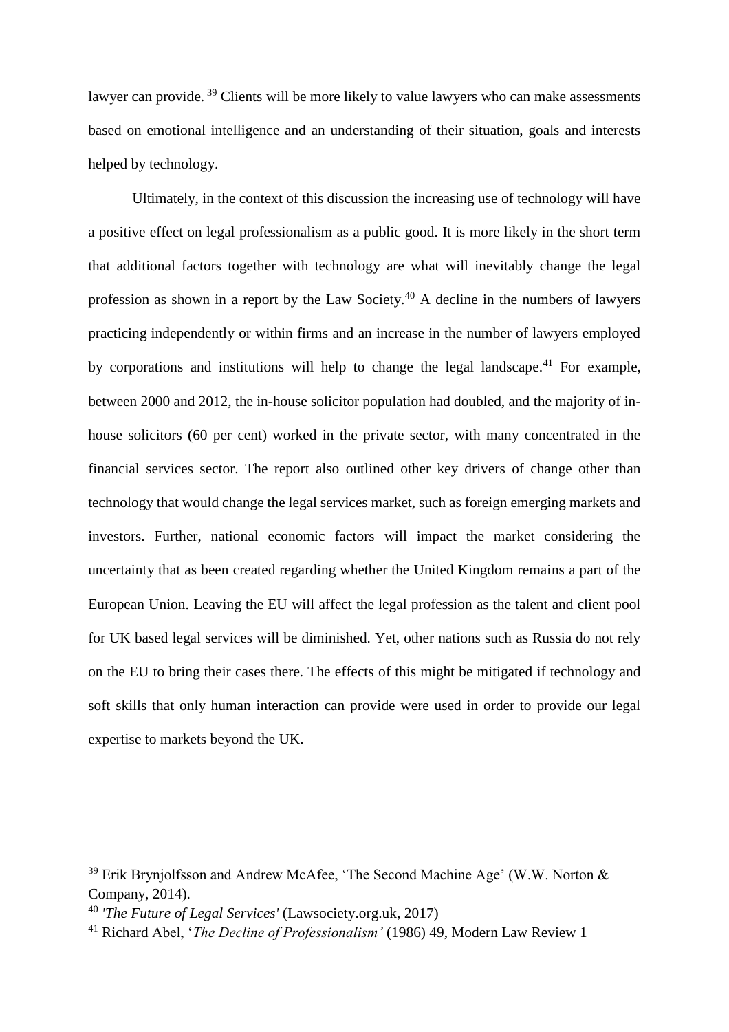lawyer can provide. [39] Clients will be more likely to value lawyers who can make assessments based on emotional intelligence and an understanding of their situation, goals and interests helped by technology.

Ultimately, in the context of this discussion the increasing use of technology will have a positive effect on legal professionalism as a public good. It is more likely in the short term that additional factors together with technology are what will inevitably change the legal profession as shown in a report by the Law Society.[40] A decline in the numbers of lawyers practicing independently or within firms and an increase in the number of lawyers employed by corporations and institutions will help to change the legal landscape.[41] For example, between 2000 and 2012, the in-house solicitor population had doubled, and the majority of in-house solicitors (60 per cent) worked in the private sector, with many concentrated in the financial services sector. The report also outlined other key drivers of change other than technology that would change the legal services market, such as foreign emerging markets and investors. Further, national economic factors will impact the market considering the uncertainty that as been created regarding whether the United Kingdom remains a part of the European Union. Leaving the EU will affect the legal profession as the talent and client pool for UK based legal services will be diminished. Yet, other nations such as Russia do not rely on the EU to bring their cases there. The effects of this might be mitigated if technology and soft skills that only human interaction can provide were used in order to provide our legal expertise to markets beyond the UK.

---

[39] Erik Brynjolfsson and Andrew McAfee, 'The Second Machine Age' (W.W. Norton & Company, 2014).

[40] *'The Future of Legal Services'* (Lawsociety.org.uk, 2017)

[41] Richard Abel, '*The Decline of Professionalism'* (1986) 49, Modern Law Review 1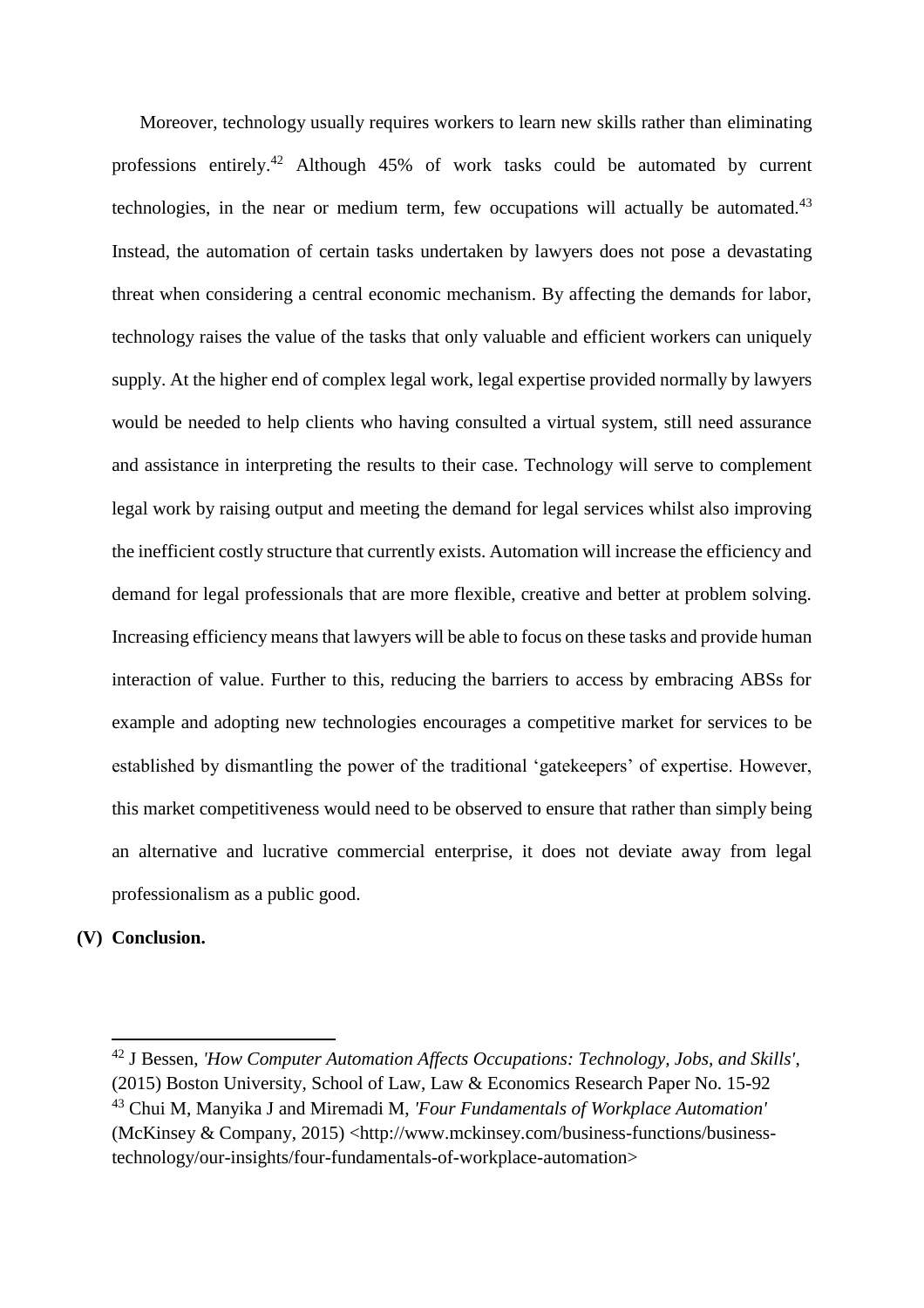Moreover, technology usually requires workers to learn new skills rather than eliminating professions entirely.[42] Although 45% of work tasks could be automated by current technologies, in the near or medium term, few occupations will actually be automated.[43] Instead, the automation of certain tasks undertaken by lawyers does not pose a devastating threat when considering a central economic mechanism. By affecting the demands for labor, technology raises the value of the tasks that only valuable and efficient workers can uniquely supply. At the higher end of complex legal work, legal expertise provided normally by lawyers would be needed to help clients who having consulted a virtual system, still need assurance and assistance in interpreting the results to their case. Technology will serve to complement legal work by raising output and meeting the demand for legal services whilst also improving the inefficient costly structure that currently exists. Automation will increase the efficiency and demand for legal professionals that are more flexible, creative and better at problem solving. Increasing efficiency means that lawyers will be able to focus on these tasks and provide human interaction of value. Further to this, reducing the barriers to access by embracing ABSs for example and adopting new technologies encourages a competitive market for services to be established by dismantling the power of the traditional 'gatekeepers' of expertise. However, this market competitiveness would need to be observed to ensure that rather than simply being an alternative and lucrative commercial enterprise, it does not deviate away from legal professionalism as a public good.

**(V) Conclusion.**

---

[42] J Bessen, *'How Computer Automation Affects Occupations: Technology, Jobs, and Skills'*, (2015) Boston University, School of Law, Law & Economics Research Paper No. 15-92

[43] Chui M, Manyika J and Miremadi M, *'Four Fundamentals of Workplace Automation'* (McKinsey & Company, 2015) <http://www.mckinsey.com/business-functions/business-technology/our-insights/four-fundamentals-of-workplace-automation>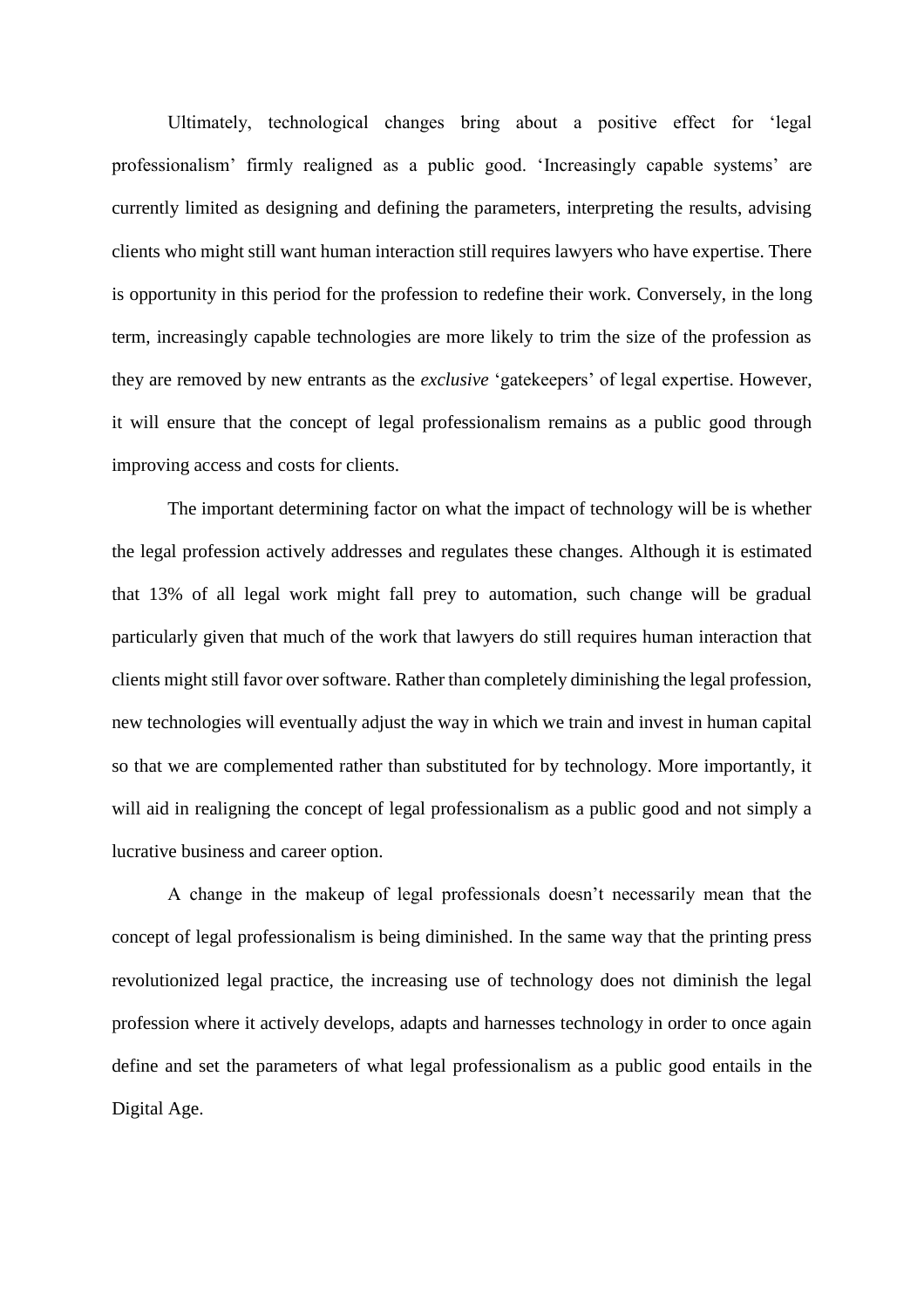Ultimately, technological changes bring about a positive effect for 'legal professionalism' firmly realigned as a public good. 'Increasingly capable systems' are currently limited as designing and defining the parameters, interpreting the results, advising clients who might still want human interaction still requires lawyers who have expertise. There is opportunity in this period for the profession to redefine their work. Conversely, in the long term, increasingly capable technologies are more likely to trim the size of the profession as they are removed by new entrants as the *exclusive* 'gatekeepers' of legal expertise. However, it will ensure that the concept of legal professionalism remains as a public good through improving access and costs for clients.

The important determining factor on what the impact of technology will be is whether the legal profession actively addresses and regulates these changes. Although it is estimated that 13% of all legal work might fall prey to automation, such change will be gradual particularly given that much of the work that lawyers do still requires human interaction that clients might still favor over software. Rather than completely diminishing the legal profession, new technologies will eventually adjust the way in which we train and invest in human capital so that we are complemented rather than substituted for by technology. More importantly, it will aid in realigning the concept of legal professionalism as a public good and not simply a lucrative business and career option.

A change in the makeup of legal professionals doesn't necessarily mean that the concept of legal professionalism is being diminished. In the same way that the printing press revolutionized legal practice, the increasing use of technology does not diminish the legal profession where it actively develops, adapts and harnesses technology in order to once again define and set the parameters of what legal professionalism as a public good entails in the Digital Age.